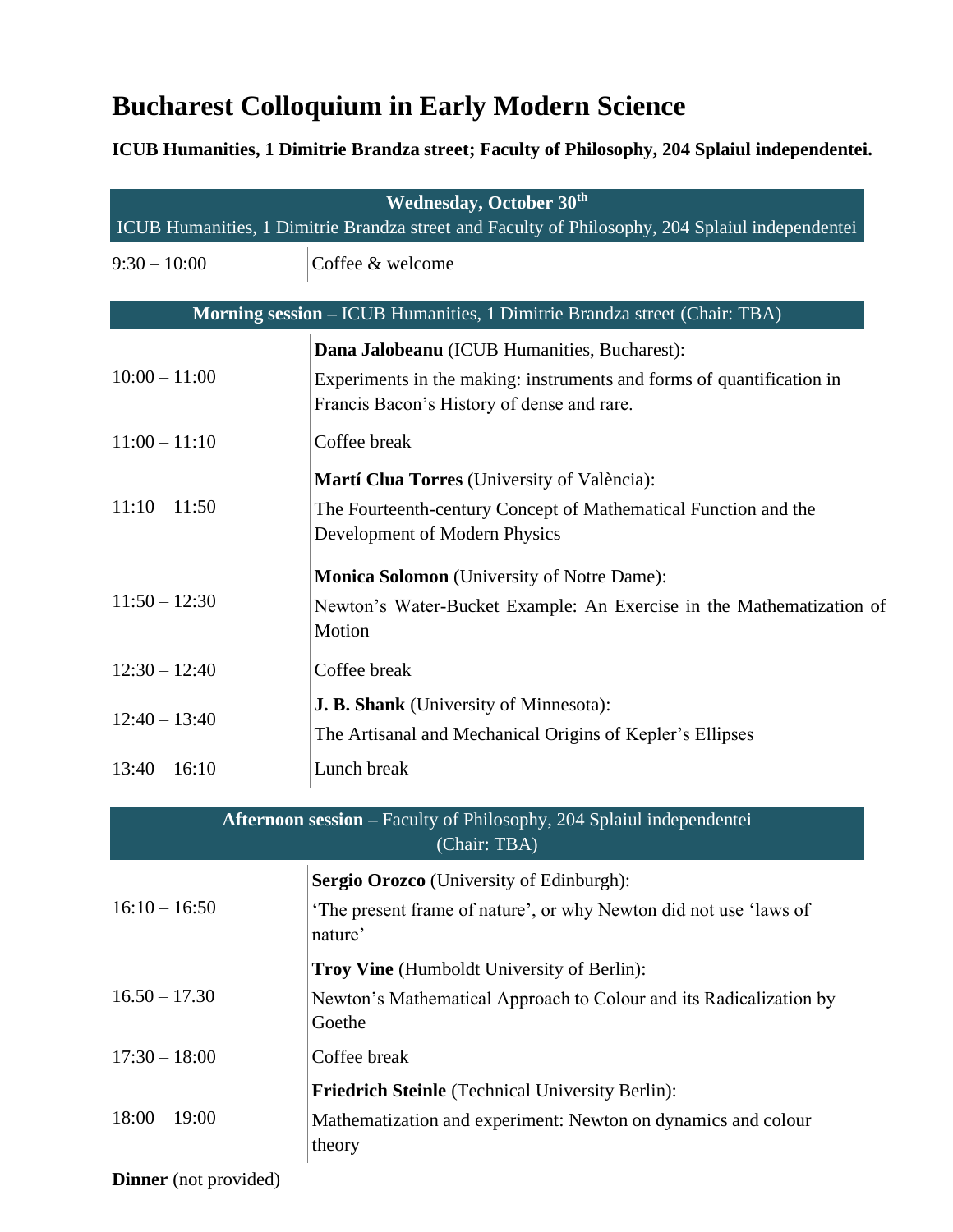# Bucharest Colloquium in Early Modern Science

**ICUB Humanities, 1 Dimitrie Brandza street; Faculty of Philosophy, 204 Splaiul independentei.**

| **Wednesday, October 30th**<br>ICUB Humanities, 1 Dimitrie Brandza street and Faculty of Philosophy, 204 Splaiul independentei | |
|---|---|
| 9:30 – 10:00 | Coffee & welcome |
| **Morning session** – ICUB Humanities, 1 Dimitrie Brandza street (Chair: TBA) | |
| 10:00 – 11:00 | **Dana Jalobeanu** (ICUB Humanities, Bucharest):<br>Experiments in the making: instruments and forms of quantification in Francis Bacon's History of dense and rare. |
| 11:00 – 11:10 | Coffee break |
| 11:10 – 11:50 | **Martí Clua Torres** (University of València):<br>The Fourteenth-century Concept of Mathematical Function and the Development of Modern Physics |
| 11:50 – 12:30 | **Monica Solomon** (University of Notre Dame):<br>Newton's Water-Bucket Example: An Exercise in the Mathematization of Motion |
| 12:30 – 12:40 | Coffee break |
| 12:40 – 13:40 | **J. B. Shank** (University of Minnesota):<br>The Artisanal and Mechanical Origins of Kepler's Ellipses |
| 13:40 – 16:10 | Lunch break |
| **Afternoon session** – Faculty of Philosophy, 204 Splaiul independentei (Chair: TBA) | |
| 16:10 – 16:50 | **Sergio Orozco** (University of Edinburgh):<br>'The present frame of nature', or why Newton did not use 'laws of nature' |
| 16.50 – 17.30 | **Troy Vine** (Humboldt University of Berlin):<br>Newton's Mathematical Approach to Colour and its Radicalization by Goethe |
| 17:30 – 18:00 | Coffee break |
| 18:00 – 19:00 | **Friedrich Steinle** (Technical University Berlin):<br>Mathematization and experiment: Newton on dynamics and colour theory |

**Dinner** (not provided)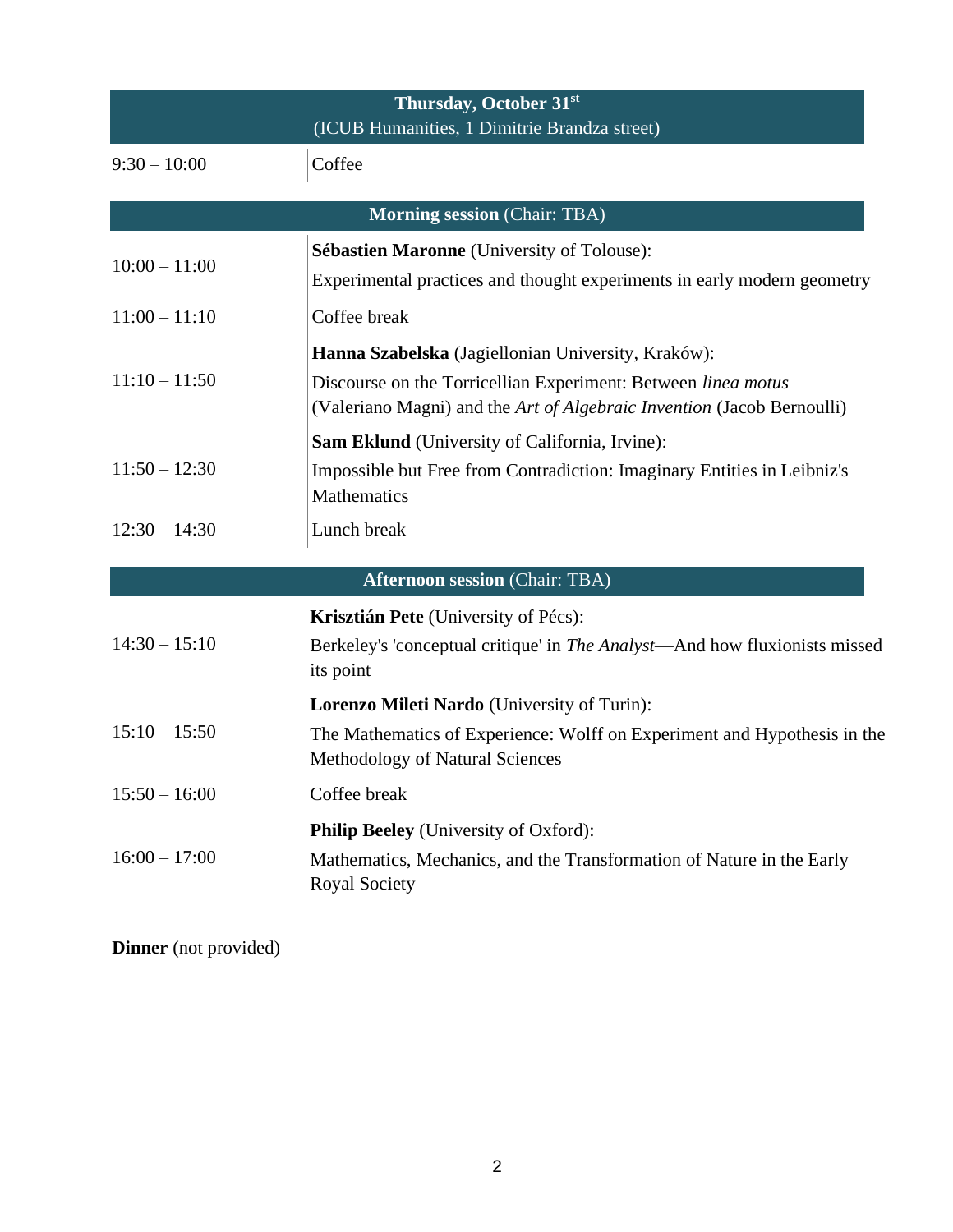## Thursday, October 31st

(ICUB Humanities, 1 Dimitrie Brandza street)

| | |
|---|---|
| 9:30 – 10:00 | Coffee |

### **Morning session** (Chair: TBA)

| | |
|---|---|
| 10:00 – 11:00 | **Sébastien Maronne** (University of Tolouse): Experimental practices and thought experiments in early modern geometry |
| 11:00 – 11:10 | Coffee break |
| 11:10 – 11:50 | **Hanna Szabelska** (Jagiellonian University, Kraków): Discourse on the Torricellian Experiment: Between *linea motus* (Valeriano Magni) and the *Art of Algebraic Invention* (Jacob Bernoulli) |
| 11:50 – 12:30 | **Sam Eklund** (University of California, Irvine): Impossible but Free from Contradiction: Imaginary Entities in Leibniz's Mathematics |
| 12:30 – 14:30 | Lunch break |

### **Afternoon session** (Chair: TBA)

| | |
|---|---|
| 14:30 – 15:10 | **Krisztián Pete** (University of Pécs): Berkeley's 'conceptual critique' in *The Analyst*—And how fluxionists missed its point |
| 15:10 – 15:50 | **Lorenzo Mileti Nardo** (University of Turin): The Mathematics of Experience: Wolff on Experiment and Hypothesis in the Methodology of Natural Sciences |
| 15:50 – 16:00 | Coffee break |
| 16:00 – 17:00 | **Philip Beeley** (University of Oxford): Mathematics, Mechanics, and the Transformation of Nature in the Early Royal Society |

**Dinner** (not provided)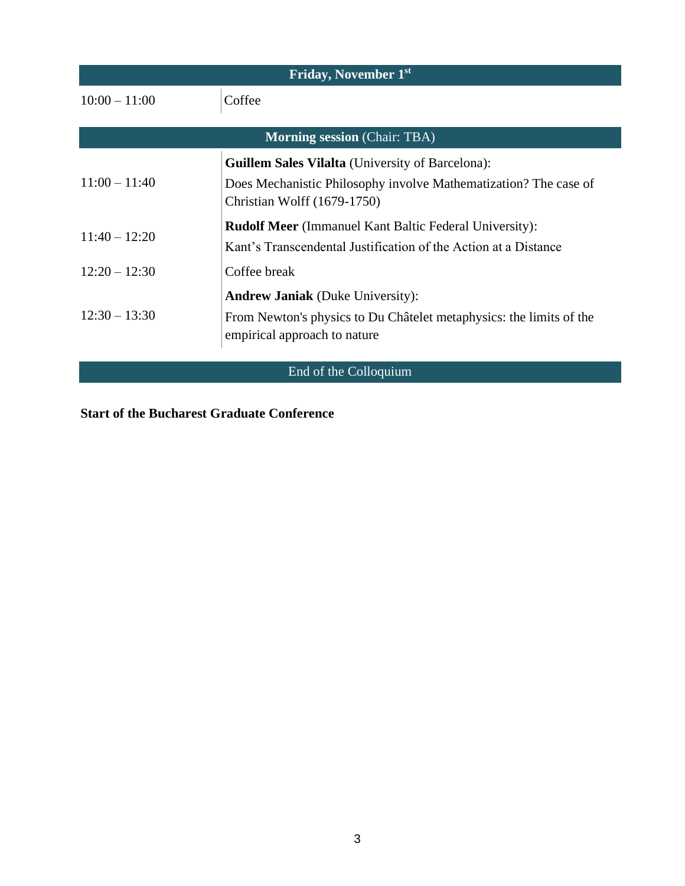| Friday, November 1st | |
| --- | --- |
| 10:00 – 11:00 | Coffee |

| **Morning session** (Chair: TBA) | |
| --- | --- |
| 11:00 – 11:40 | **Guillem Sales Vilalta** (University of Barcelona):<br>Does Mechanistic Philosophy involve Mathematization? The case of Christian Wolff (1679-1750) |
| 11:40 – 12:20 | **Rudolf Meer** (Immanuel Kant Baltic Federal University):<br>Kant's Transcendental Justification of the Action at a Distance |
| 12:20 – 12:30 | Coffee break |
| 12:30 – 13:30 | **Andrew Janiak** (Duke University):<br>From Newton's physics to Du Châtelet metaphysics: the limits of the empirical approach to nature |

End of the Colloquium

**Start of the Bucharest Graduate Conference**